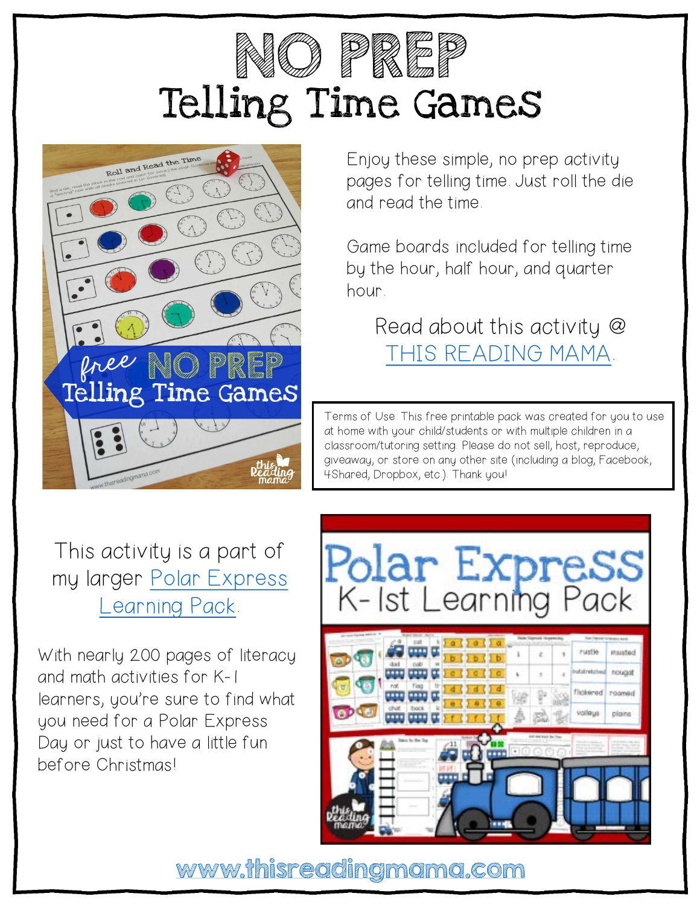# NO PREP

## Telling Time Games

Enjoy these simple, no prep activity pages for telling time. Just roll the die and read the time.

Game boards included for telling time by the hour, half hour, and quarter hour.

Read about this activity @ THIS READING MAMA.

Terms of Use: This free printable pack was created for you to use at home with your child/students or with multiple children in a classroom/tutoring setting. Please do not sell, host, reproduce, giveaway, or store on any other site (including a blog, Facebook, 4Shared, Dropbox, etc.). Thank you!

This activity is a part of my larger Polar Express Learning Pack.

With nearly 200 pages of literacy and math activities for K-1 learners, you're sure to find what you need for a Polar Express Day or just to have a little fun before Christmas!

www.thisreadingmama.com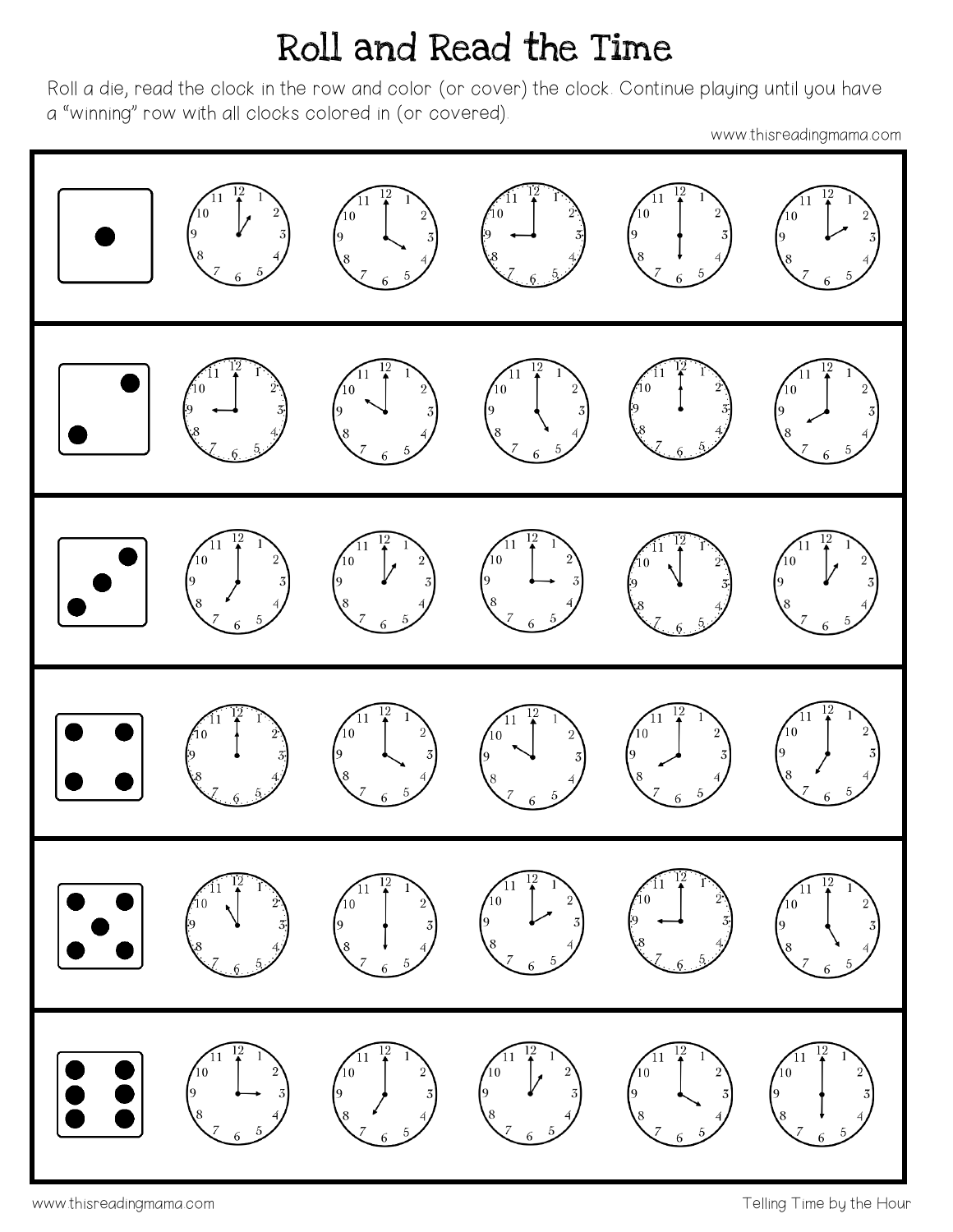# Roll and Read the Time

Roll a die, read the clock in the row and color (or cover) the clock. Continue playing until you have a "winning" row with all clocks colored in (or covered).

www.thisreadingmama.com

Telling Time by the Hour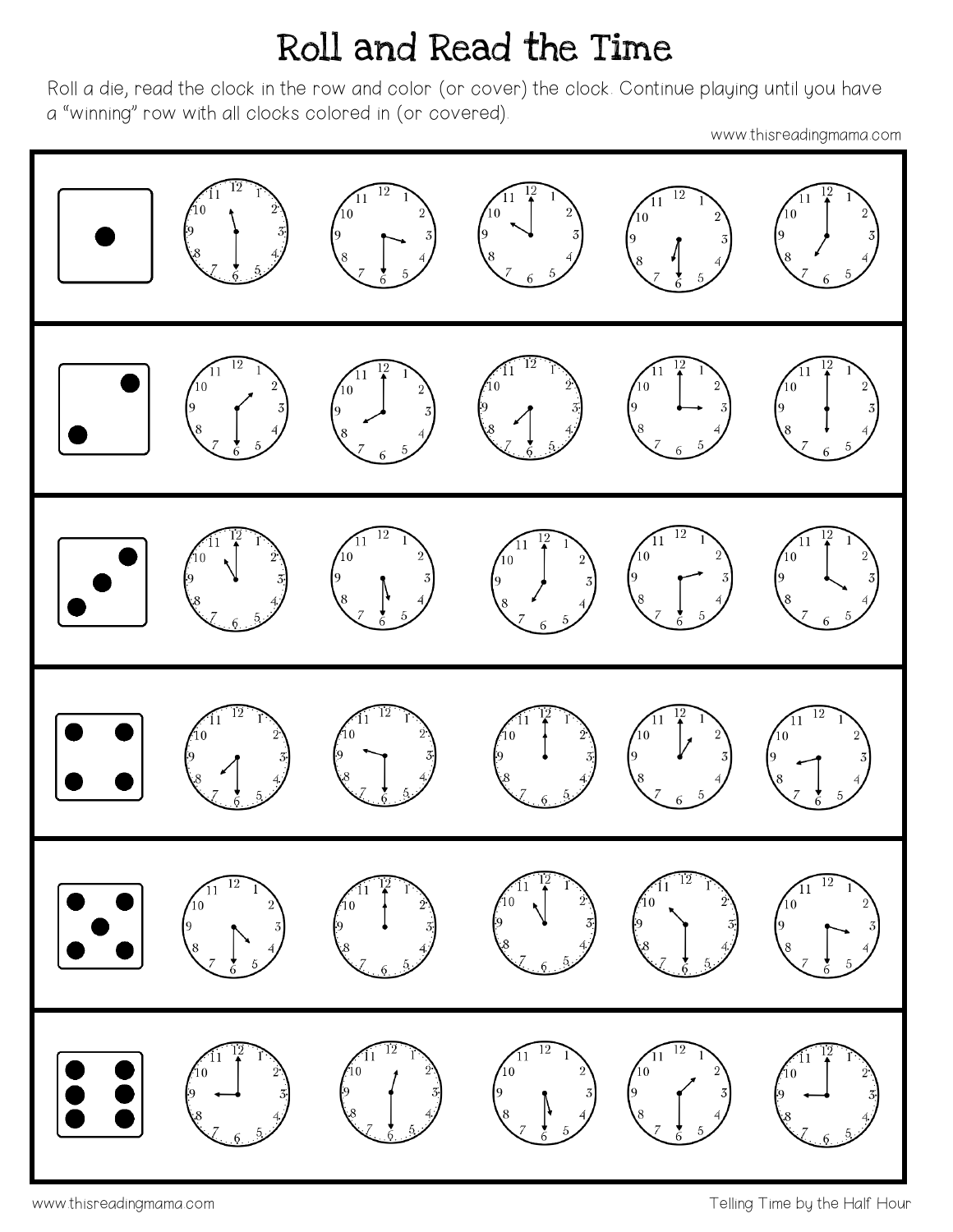# Roll and Read the Time

Roll a die, read the clock in the row and color (or cover) the clock. Continue playing until you have a "winning" row with all clocks colored in (or covered).

www.thisreadingmama.com

Telling Time by the Half Hour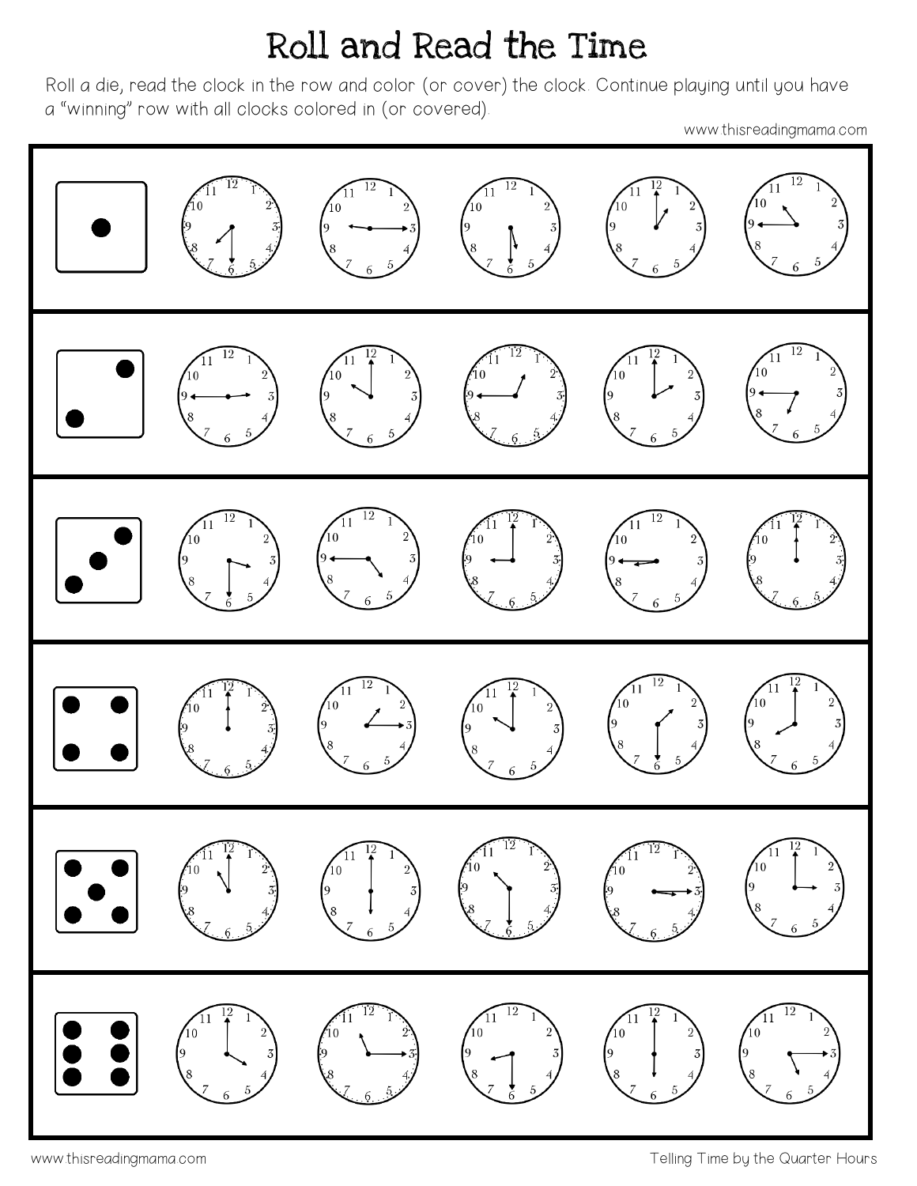# Roll and Read the Time

Roll a die, read the clock in the row and color (or cover) the clock. Continue playing until you have a "winning" row with all clocks colored in (or covered).

www.thisreadingmama.com

Telling Time by the Quarter Hours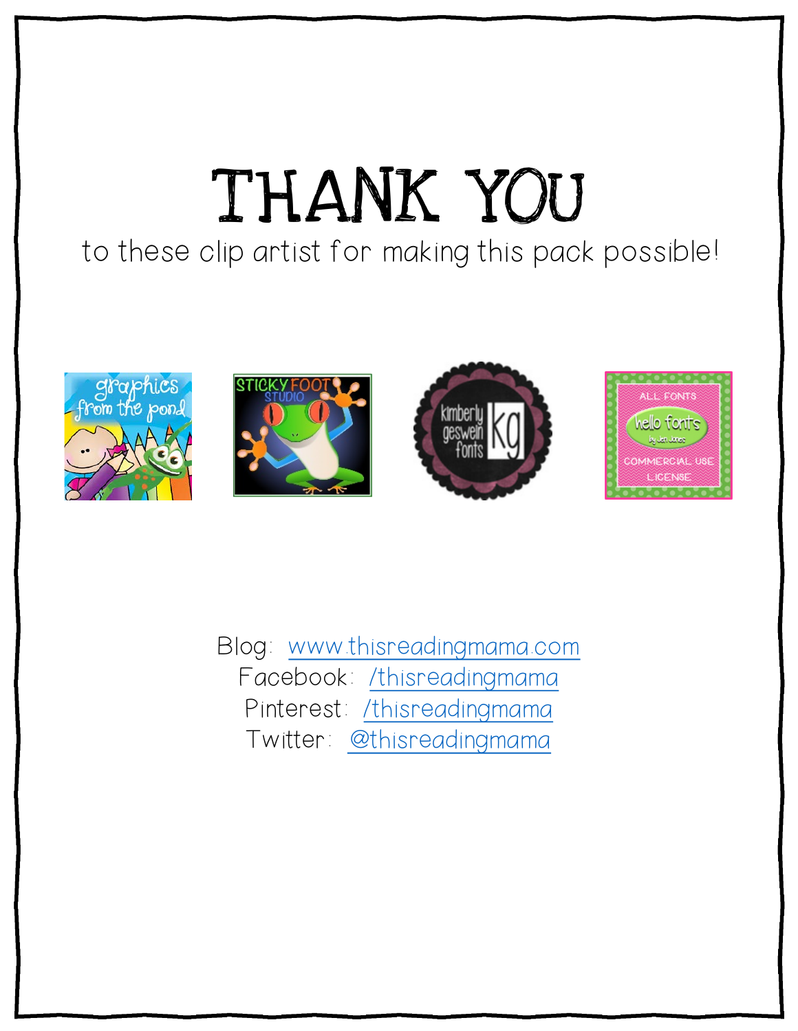# THANK YOU

to these clip artist for making this pack possible!

Blog: www.thisreadingmama.com
Facebook: /thisreadingmama
Pinterest: /thisreadingmama
Twitter: @thisreadingmama